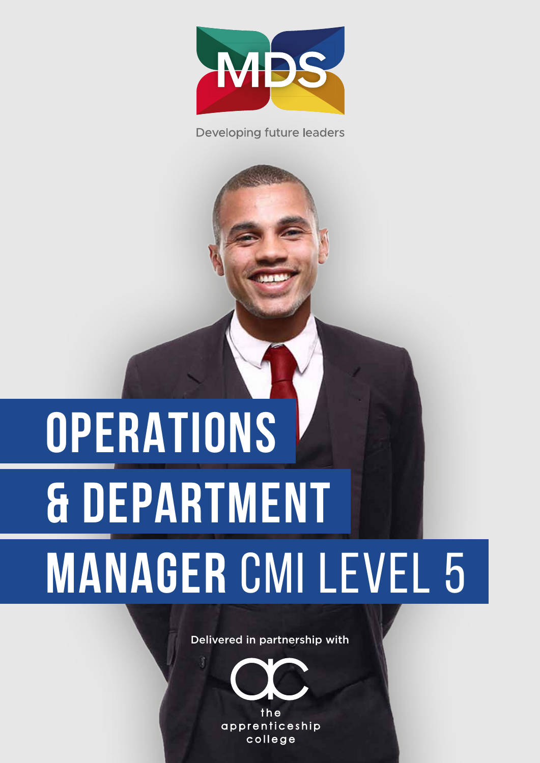MDS

Developing future leaders

# OPERATIONS & DEPARTMENT MANAGER CMI LEVEL 5

Delivered in partnership with

the apprenticeship college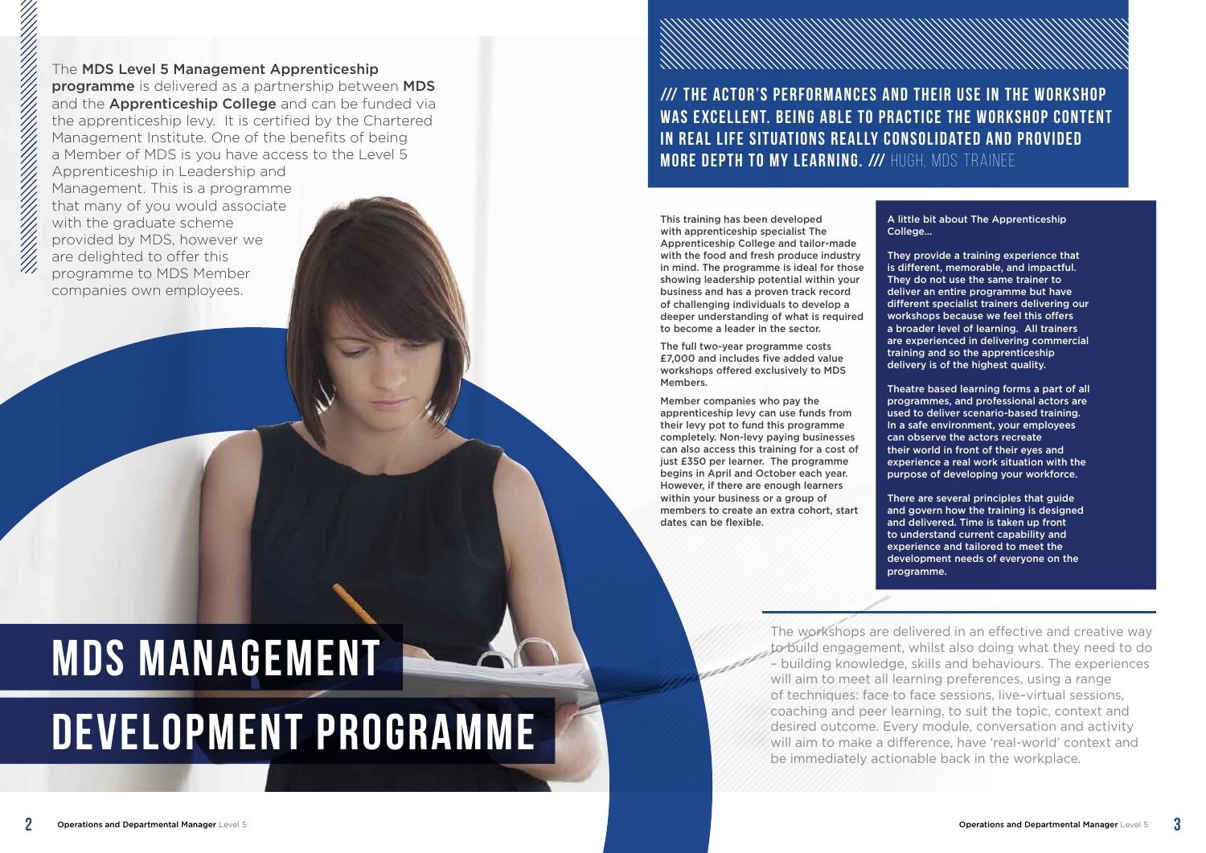# MDS MANAGEMENT DEVELOPMENT PROGRAMME

The **MDS Level 5 Management Apprenticeship programme** is delivered as a partnership between **MDS** and the **Apprenticeship College** and can be funded via the apprenticeship levy. It is certified by the Chartered Management Institute. One of the benefits of being a Member of MDS is you have access to the Level 5 Apprenticeship in Leadership and Management. This is a programme that many of you would associate with the graduate scheme provided by MDS, however we are delighted to offer this programme to MDS Member companies own employees.

**/// THE ACTOR'S PERFORMANCES AND THEIR USE IN THE WORKSHOP WAS EXCELLENT. BEING ABLE TO PRACTICE THE WORKSHOP CONTENT IN REAL LIFE SITUATIONS REALLY CONSOLIDATED AND PROVIDED MORE DEPTH TO MY LEARNING. ///** HUGH, MDS TRAINEE

This training has been developed with apprenticeship specialist The Apprenticeship College and tailor-made with the food and fresh produce industry in mind. The programme is ideal for those showing leadership potential within your business and has a proven track record of challenging individuals to develop a deeper understanding of what is required to become a leader in the sector.

The full two-year programme costs £7,000 and includes five added value workshops offered exclusively to MDS Members.

Member companies who pay the apprenticeship levy can use funds from their levy pot to fund this programme completely. Non-levy paying businesses can also access this training for a cost of just £350 per learner. The programme begins in April and October each year. However, if there are enough learners within your business or a group of members to create an extra cohort, start dates can be flexible.

A little bit about The Apprenticeship College...

They provide a training experience that is different, memorable, and impactful. They do not use the same trainer to deliver an entire programme but have different specialist trainers delivering our workshops because we feel this offers a broader level of learning. All trainers are experienced in delivering commercial training and so the apprenticeship delivery is of the highest quality.

Theatre based learning forms a part of all programmes, and professional actors are used to deliver scenario-based training. In a safe environment, your employees can observe the actors recreate their world in front of their eyes and experience a real work situation with the purpose of developing your workforce.

There are several principles that guide and govern how the training is designed and delivered. Time is taken up front to understand current capability and experience and tailored to meet the development needs of everyone on the programme.

The workshops are delivered in an effective and creative way to build engagement, whilst also doing what they need to do – building knowledge, skills and behaviours. The experiences will aim to meet all learning preferences, using a range of techniques: face to face sessions, live–virtual sessions, coaching and peer learning, to suit the topic, context and desired outcome. Every module, conversation and activity will aim to make a difference, have 'real-world' context and be immediately actionable back in the workplace.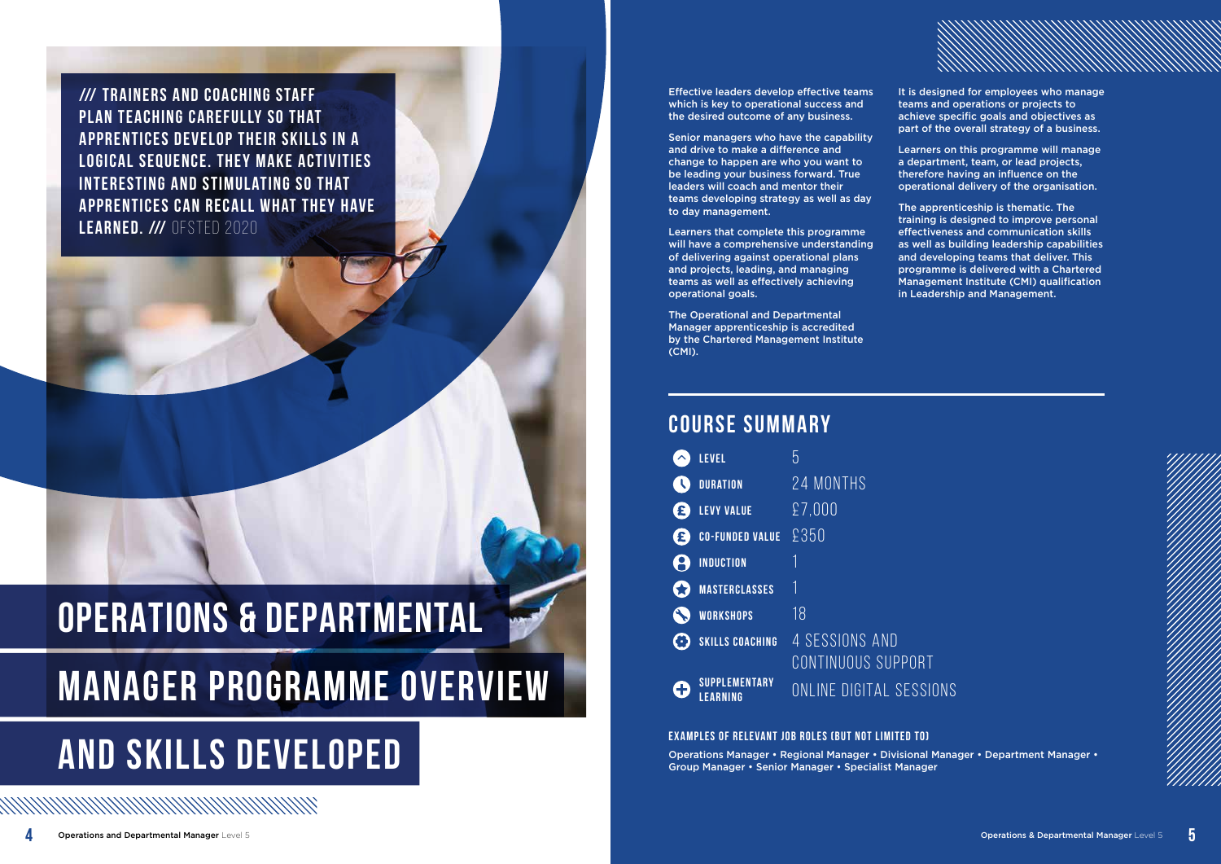> /// TRAINERS AND COACHING STAFF PLAN TEACHING CAREFULLY SO THAT APPRENTICES DEVELOP THEIR SKILLS IN A LOGICAL SEQUENCE. THEY MAKE ACTIVITIES INTERESTING AND STIMULATING SO THAT APPRENTICES CAN RECALL WHAT THEY HAVE LEARNED. /// OFSTED 2020

# OPERATIONS & DEPARTMENTAL MANAGER PROGRAMME OVERVIEW AND SKILLS DEVELOPED

Effective leaders develop effective teams which is key to operational success and the desired outcome of any business.

Senior managers who have the capability and drive to make a difference and change to happen are who you want to be leading your business forward. True leaders will coach and mentor their teams developing strategy as well as day to day management.

Learners that complete this programme will have a comprehensive understanding of delivering against operational plans and projects, leading, and managing teams as well as effectively achieving operational goals.

The Operational and Departmental Manager apprenticeship is accredited by the Chartered Management Institute (CMI).

It is designed for employees who manage teams and operations or projects to achieve specific goals and objectives as part of the overall strategy of a business.

Learners on this programme will manage a department, team, or lead projects, therefore having an influence on the operational delivery of the organisation.

The apprenticeship is thematic. The training is designed to improve personal effectiveness and communication skills as well as building leadership capabilities and developing teams that deliver. This programme is delivered with a Chartered Management Institute (CMI) qualification in Leadership and Management.

## COURSE SUMMARY

| | |
|---|---|
| LEVEL | 5 |
| DURATION | 24 MONTHS |
| LEVY VALUE | £7,000 |
| CO-FUNDED VALUE | £350 |
| INDUCTION | 1 |
| MASTERCLASSES | 1 |
| WORKSHOPS | 18 |
| SKILLS COACHING | 4 SESSIONS AND CONTINUOUS SUPPORT |
| SUPPLEMENTARY LEARNING | ONLINE DIGITAL SESSIONS |

### EXAMPLES OF RELEVANT JOB ROLES (BUT NOT LIMITED TO)

Operations Manager • Regional Manager • Divisional Manager • Department Manager • Group Manager • Senior Manager • Specialist Manager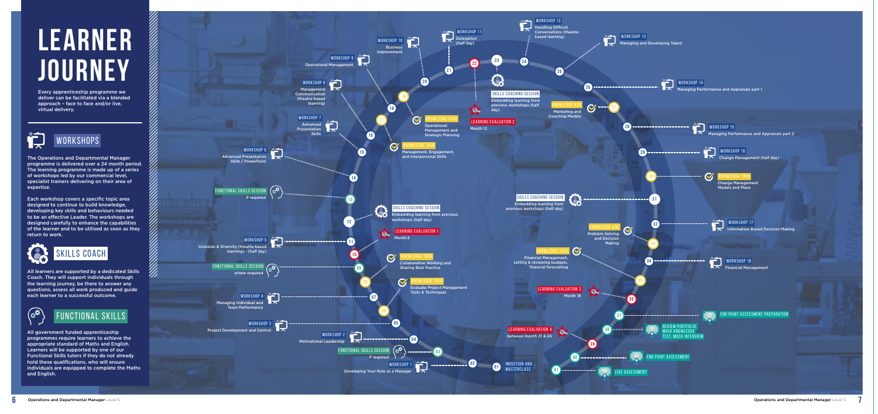# LEARNER JOURNEY

Every apprenticeship programme we deliver can be facilitated via a blended approach – face to face and/or live, virtual delivery.

## WORKSHOPS

The Operations and Departmental Manager programme is delivered over a 24 month period. The learning programme is made up of a series of workshops led by our commercial level, specialist trainers delivering on their area of expertise.

Each workshop covers a specific topic area designed to continue to build knowledge, developing key skills and behaviours needed to be an effective Leader. The workshops are designed carefully to enhance the capabilities of the learner and to be utilised as soon as they return to work.

## SKILLS COACH

All learners are supported by a dedicated Skills Coach. They will support individuals through the learning journey, be there to answer any questions, assess all work produced and guide each learner to a successful outcome.

## FUNCTIONAL SKILLS

All government funded apprenticeship programmes require learners to achieve the appropriate standard of Maths and English. Learners will be supported by one of our Functional Skills tutors if they do not already hold these qualifications, who will ensure individuals are equipped to complete the Maths and English.

---

- 01 – INDUCTION AND MASTERCLASS
- 02 – WORKSHOP 1: Developing Your Role as a Manager
- 03 – FUNCTIONAL SKILLS SESSION: if required
- 04 – WORKSHOP 2: Motivational Leadership
- 05 – WORKSHOP 3: Project Development and Control
- 06
- 07 – WORKSHOP 4: Managing Individual and Team Performance
- 08 – KNOWLEDGE TASK: Evaluate Project Management Tools & Techniques
- 09 – FUNCTIONAL SKILLS SESSION: where required; KNOWLEDGE TASK: Collaborative Working and Sharing Best Practice
- 10 – LEARNING EVALUATION 1: Month 6
- 11 – WORKSHOP 5: Inclusion & Diversity (theatre-based learning) - (half day)
- 12 – SKILLS COACHING SESSION: Embedding learning from previous workshops (half day)
- 13 – FUNCTIONAL SKILLS SESSION: if required
- 14
- 15 – WORKSHOP 6: Advanced Presentation Skills / PowerPoint
- 16 – WORKSHOP 7: Advanced Presentation Skills
- 17 – KNOWLEDGE TASK: Management, Engagement, and Interpersonal Skills
- 18 – WORKSHOP 8: Management Communication (theatre-based learning)
- 19 – KNOWLEDGE TASK: Operational Management and Strategic Planning
- 20 – WORKSHOP 9: Operational Management
- 21 – WORKSHOP 10: Business Improvement; WORKSHOP 11: Delegation (half day)
- 22 – LEARNING EVALUATION 2: Month 12
- 23 – SKILLS COACHING SESSION: Embedding learning from previous workshops (half day)
- 24 – WORKSHOP 12: Handling Difficult Conversations (theatre-based learning)
- 25 – WORKSHOP 13: Managing and Developing Talent
- 26 – WORKSHOP 14: Managing Performance and Appraisals part 1
- 27 – KNOWLEDGE ASK: Mentoring and Coaching Models
- 28 – WORKSHOP 15: Managing Performance and Appraisals part 2
- 29 – WORKSHOP 16: Change Management (half day)
- 30 – KNOWLEDGE TASK: Change Management Models and Plans
- 31 – SKILLS COACHING SESSION: Embedding learning from previous workshops (half day)
- 32 – WORKSHOP 17: Information Based Decision Making
- 33 – KNOWLEDGE ASK: Problem Solving and Decision Making
- 34 – WORKSHOP 18: Financial Management
- 35 – KNOWLEDGE TASK: Financial Management, setting & reviewing budgets, financial forecasting
- 36 – LEARNING EVALUATION 3: Month 18
- 37 – END POINT ASSESSMENT PREPARATION
- 38 – REVIEW PORTFOLIO, MOCK KNOWLEDGE TEST, MOCK INTERVIEW
- 39 – LEARNING EVALUATION 4: between month 21 & 24
- 40 – END POINT ASSESSMENT
- 41 – LIVE ASSESSMENT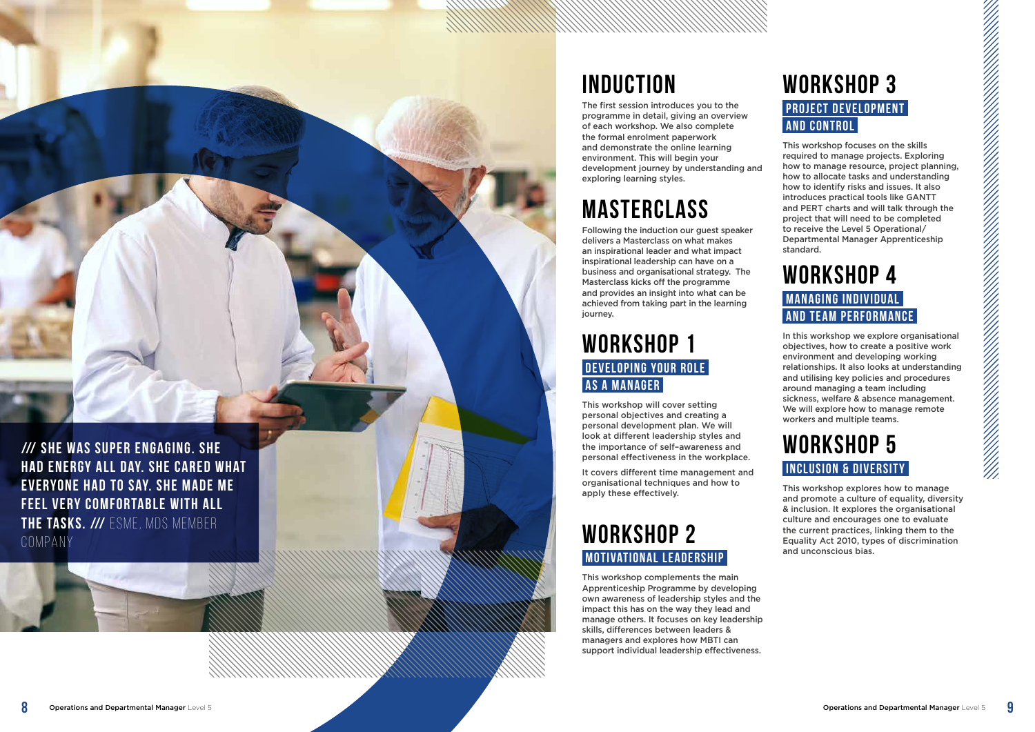**/// SHE WAS SUPER ENGAGING. SHE HAD ENERGY ALL DAY. SHE CARED WHAT EVERYONE HAD TO SAY. SHE MADE ME FEEL VERY COMFORTABLE WITH ALL THE TASKS. ///** ESME, MDS MEMBER COMPANY

# INDUCTION

The first session introduces you to the programme in detail, giving an overview of each workshop. We also complete the formal enrolment paperwork and demonstrate the online learning environment. This will begin your development journey by understanding and exploring learning styles.

# MASTERCLASS

Following the induction our guest speaker delivers a Masterclass on what makes an inspirational leader and what impact inspirational leadership can have on a business and organisational strategy. The Masterclass kicks off the programme and provides an insight into what can be achieved from taking part in the learning journey.

# WORKSHOP 1

## DEVELOPING YOUR ROLE AS A MANAGER

This workshop will cover setting personal objectives and creating a personal development plan. We will look at different leadership styles and the importance of self-awareness and personal effectiveness in the workplace.

It covers different time management and organisational techniques and how to apply these effectively.

# WORKSHOP 2

## MOTIVATIONAL LEADERSHIP

This workshop complements the main Apprenticeship Programme by developing own awareness of leadership styles and the impact this has on the way they lead and manage others. It focuses on key leadership skills, differences between leaders & managers and explores how MBTI can support individual leadership effectiveness.

# WORKSHOP 3

## PROJECT DEVELOPMENT AND CONTROL

This workshop focuses on the skills required to manage projects. Exploring how to manage resource, project planning, how to allocate tasks and understanding how to identify risks and issues. It also introduces practical tools like GANTT and PERT charts and will talk through the project that will need to be completed to receive the Level 5 Operational/ Departmental Manager Apprenticeship standard.

# WORKSHOP 4

## MANAGING INDIVIDUAL AND TEAM PERFORMANCE

In this workshop we explore organisational objectives, how to create a positive work environment and developing working relationships. It also looks at understanding and utilising key policies and procedures around managing a team including sickness, welfare & absence management. We will explore how to manage remote workers and multiple teams.

# WORKSHOP 5

## INCLUSION & DIVERSITY

This workshop explores how to manage and promote a culture of equality, diversity & inclusion. It explores the organisational culture and encourages one to evaluate the current practices, linking them to the Equality Act 2010, types of discrimination and unconscious bias.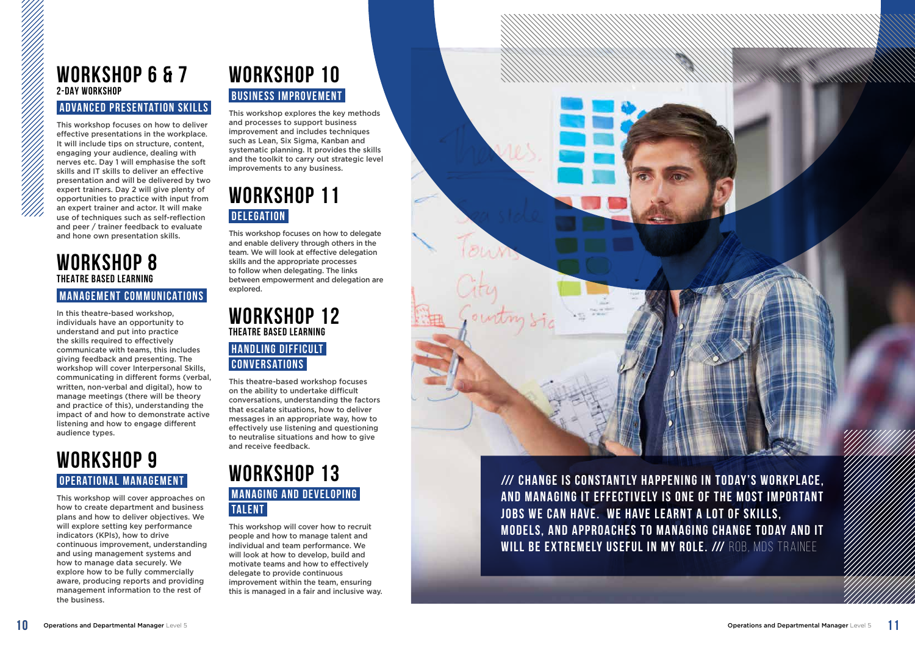## WORKSHOP 6 & 7

**2-DAY WORKSHOP**

### ADVANCED PRESENTATION SKILLS

This workshop focuses on how to deliver effective presentations in the workplace. It will include tips on structure, content, engaging your audience, dealing with nerves etc. Day 1 will emphasise the soft skills and IT skills to deliver an effective presentation and will be delivered by two expert trainers. Day 2 will give plenty of opportunities to practice with input from an expert trainer and actor. It will make use of techniques such as self-reflection and peer / trainer feedback to evaluate and hone own presentation skills.

## WORKSHOP 8

**THEATRE BASED LEARNING**

### MANAGEMENT COMMUNICATIONS

In this theatre-based workshop, individuals have an opportunity to understand and put into practice the skills required to effectively communicate with teams, this includes giving feedback and presenting. The workshop will cover Interpersonal Skills, communicating in different forms (verbal, written, non-verbal and digital), how to manage meetings (there will be theory and practice of this), understanding the impact of and how to demonstrate active listening and how to engage different audience types.

## WORKSHOP 9

### OPERATIONAL MANAGEMENT

This workshop will cover approaches on how to create department and business plans and how to deliver objectives. We will explore setting key performance indicators (KPIs), how to drive continuous improvement, understanding and using management systems and how to manage data securely. We explore how to be fully commercially aware, producing reports and providing management information to the rest of the business.

## WORKSHOP 10

### BUSINESS IMPROVEMENT

This workshop explores the key methods and processes to support business improvement and includes techniques such as Lean, Six Sigma, Kanban and systematic planning. It provides the skills and the toolkit to carry out strategic level improvements to any business.

## WORKSHOP 11

### DELEGATION

This workshop focuses on how to delegate and enable delivery through others in the team. We will look at effective delegation skills and the appropriate processes to follow when delegating. The links between empowerment and delegation are explored.

## WORKSHOP 12

**THEATRE BASED LEARNING**

### HANDLING DIFFICULT CONVERSATIONS

This theatre-based workshop focuses on the ability to undertake difficult conversations, understanding the factors that escalate situations, how to deliver messages in an appropriate way, how to effectively use listening and questioning to neutralise situations and how to give and receive feedback.

## WORKSHOP 13

### MANAGING AND DEVELOPING TALENT

This workshop will cover how to recruit people and how to manage talent and individual and team performance. We will look at how to develop, build and motivate teams and how to effectively delegate to provide continuous improvement within the team, ensuring this is managed in a fair and inclusive way.

**/// CHANGE IS CONSTANTLY HAPPENING IN TODAY'S WORKPLACE, AND MANAGING IT EFFECTIVELY IS ONE OF THE MOST IMPORTANT JOBS WE CAN HAVE. WE HAVE LEARNT A LOT OF SKILLS, MODELS, AND APPROACHES TO MANAGING CHANGE TODAY AND IT WILL BE EXTREMELY USEFUL IN MY ROLE. ///** ROB, MDS TRAINEE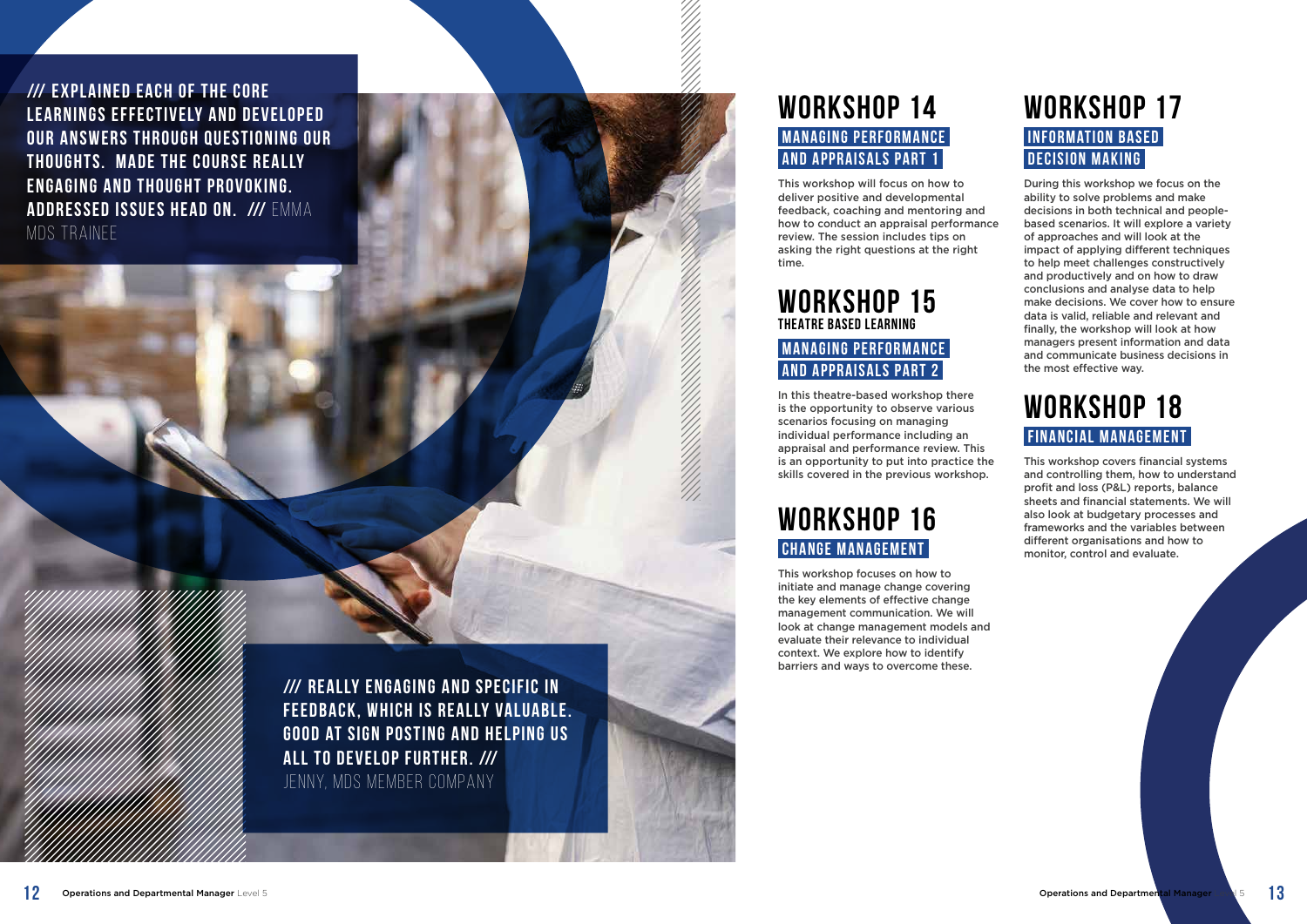/// EXPLAINED EACH OF THE CORE LEARNINGS EFFECTIVELY AND DEVELOPED OUR ANSWERS THROUGH QUESTIONING OUR THOUGHTS. MADE THE COURSE REALLY ENGAGING AND THOUGHT PROVOKING. ADDRESSED ISSUES HEAD ON. /// EMMA MDS TRAINEE

/// REALLY ENGAGING AND SPECIFIC IN FEEDBACK, WHICH IS REALLY VALUABLE. GOOD AT SIGN POSTING AND HELPING US ALL TO DEVELOP FURTHER. /// JENNY, MDS MEMBER COMPANY

# WORKSHOP 14

## MANAGING PERFORMANCE AND APPRAISALS PART 1

This workshop will focus on how to deliver positive and developmental feedback, coaching and mentoring and how to conduct an appraisal performance review. The session includes tips on asking the right questions at the right time.

# WORKSHOP 15

### THEATRE BASED LEARNING

## MANAGING PERFORMANCE AND APPRAISALS PART 2

In this theatre-based workshop there is the opportunity to observe various scenarios focusing on managing individual performance including an appraisal and performance review. This is an opportunity to put into practice the skills covered in the previous workshop.

# WORKSHOP 16

## CHANGE MANAGEMENT

This workshop focuses on how to initiate and manage change covering the key elements of effective change management communication. We will look at change management models and evaluate their relevance to individual context. We explore how to identify barriers and ways to overcome these.

# WORKSHOP 17

## INFORMATION BASED DECISION MAKING

During this workshop we focus on the ability to solve problems and make decisions in both technical and people-based scenarios. It will explore a variety of approaches and will look at the impact of applying different techniques to help meet challenges constructively and productively and on how to draw conclusions and analyse data to help make decisions. We cover how to ensure data is valid, reliable and relevant and finally, the workshop will look at how managers present information and data and communicate business decisions in the most effective way.

# WORKSHOP 18

## FINANCIAL MANAGEMENT

This workshop covers financial systems and controlling them, how to understand profit and loss (P&L) reports, balance sheets and financial statements. We will also look at budgetary processes and frameworks and the variables between different organisations and how to monitor, control and evaluate.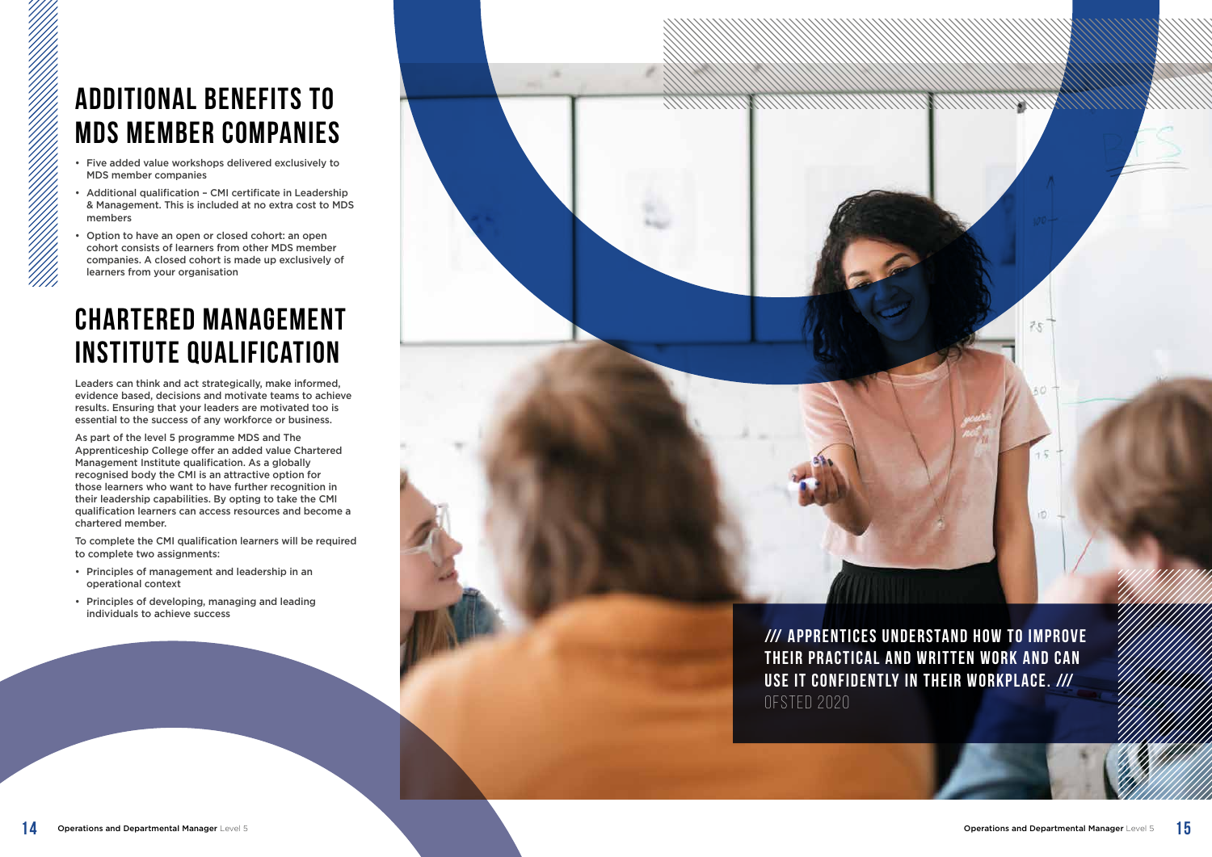# ADDITIONAL BENEFITS TO MDS MEMBER COMPANIES

- Five added value workshops delivered exclusively to MDS member companies
- Additional qualification – CMI certificate in Leadership & Management. This is included at no extra cost to MDS members
- Option to have an open or closed cohort: an open cohort consists of learners from other MDS member companies. A closed cohort is made up exclusively of learners from your organisation

# CHARTERED MANAGEMENT INSTITUTE QUALIFICATION

Leaders can think and act strategically, make informed, evidence based, decisions and motivate teams to achieve results. Ensuring that your leaders are motivated too is essential to the success of any workforce or business.

As part of the level 5 programme MDS and The Apprenticeship College offer an added value Chartered Management Institute qualification. As a globally recognised body the CMI is an attractive option for those learners who want to have further recognition in their leadership capabilities. By opting to take the CMI qualification learners can access resources and become a chartered member.

To complete the CMI qualification learners will be required to complete two assignments:

- Principles of management and leadership in an operational context
- Principles of developing, managing and leading individuals to achieve success

**/// APPRENTICES UNDERSTAND HOW TO IMPROVE THEIR PRACTICAL AND WRITTEN WORK AND CAN USE IT CONFIDENTLY IN THEIR WORKPLACE. ///**
OFSTED 2020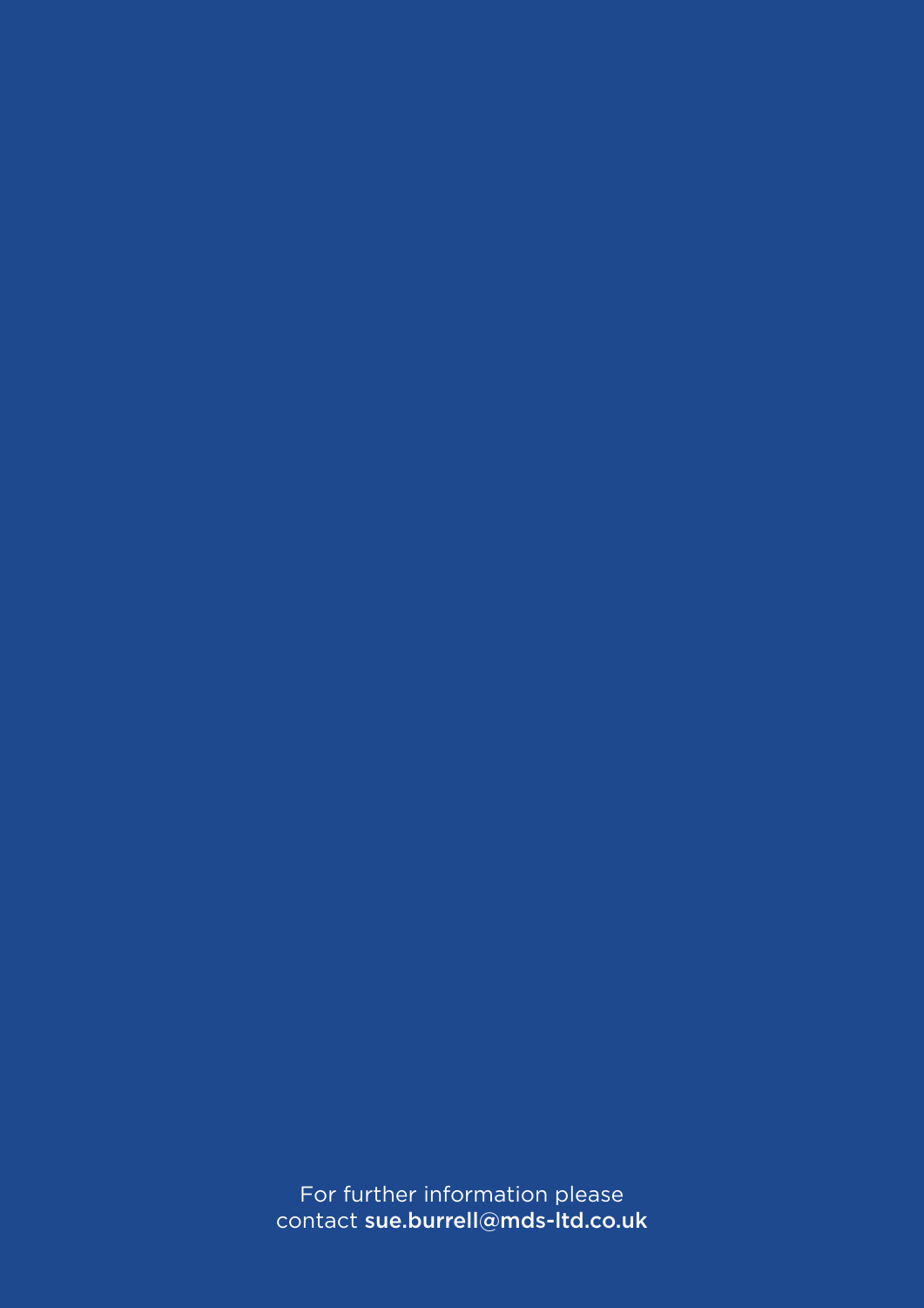For further information please contact **sue.burrell@mds-ltd.co.uk**